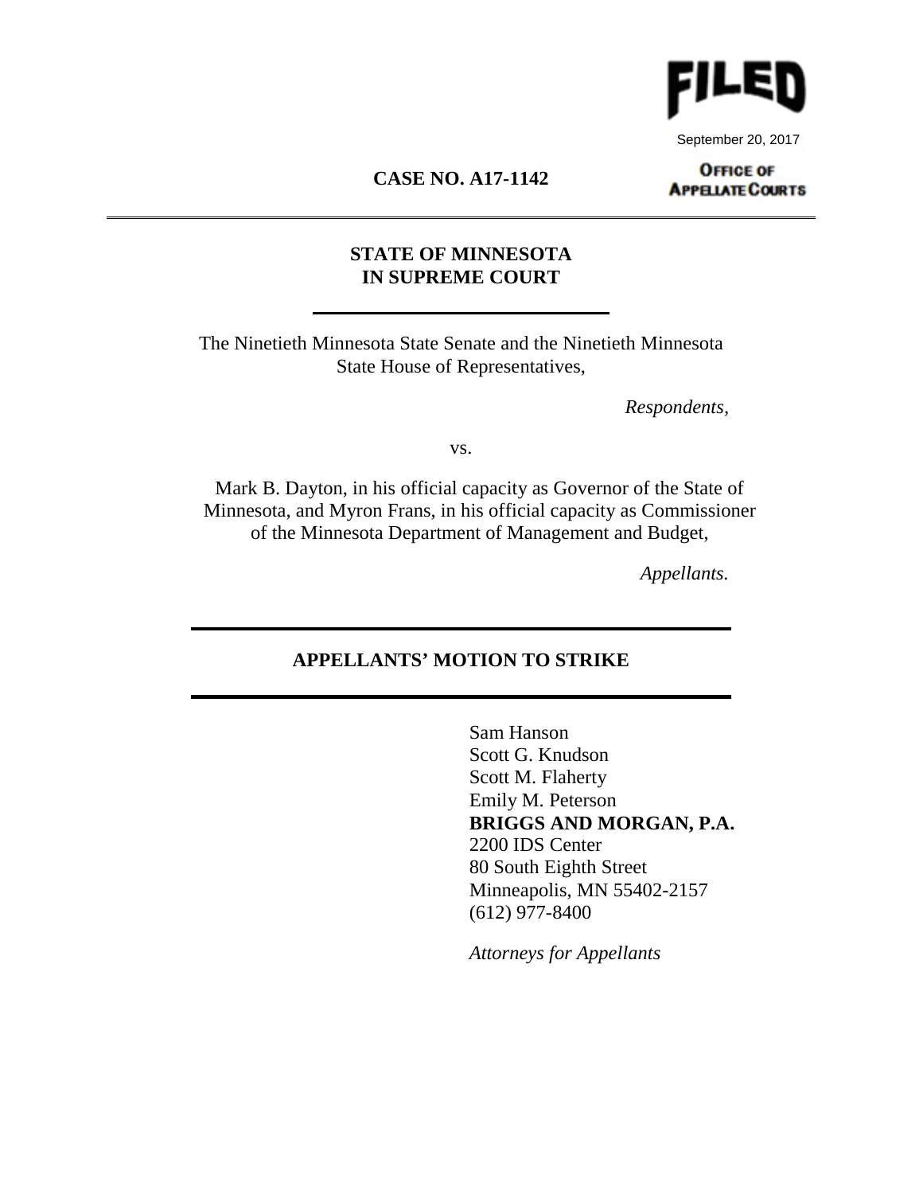FILED

September 20, 2017

OFFICE OF APPELLATE COURTS

**CASE NO. A17-1142**

---

**STATE OF MINNESOTA**
**IN SUPREME COURT**

---

The Ninetieth Minnesota State Senate and the Ninetieth Minnesota State House of Representatives,

*Respondents*,

vs.

Mark B. Dayton, in his official capacity as Governor of the State of Minnesota, and Myron Frans, in his official capacity as Commissioner of the Minnesota Department of Management and Budget,

*Appellants.*

---

## APPELLANTS' MOTION TO STRIKE

---

Sam Hanson
Scott G. Knudson
Scott M. Flaherty
Emily M. Peterson
**BRIGGS AND MORGAN, P.A.**
2200 IDS Center
80 South Eighth Street
Minneapolis, MN 55402-2157
(612) 977-8400

*Attorneys for Appellants*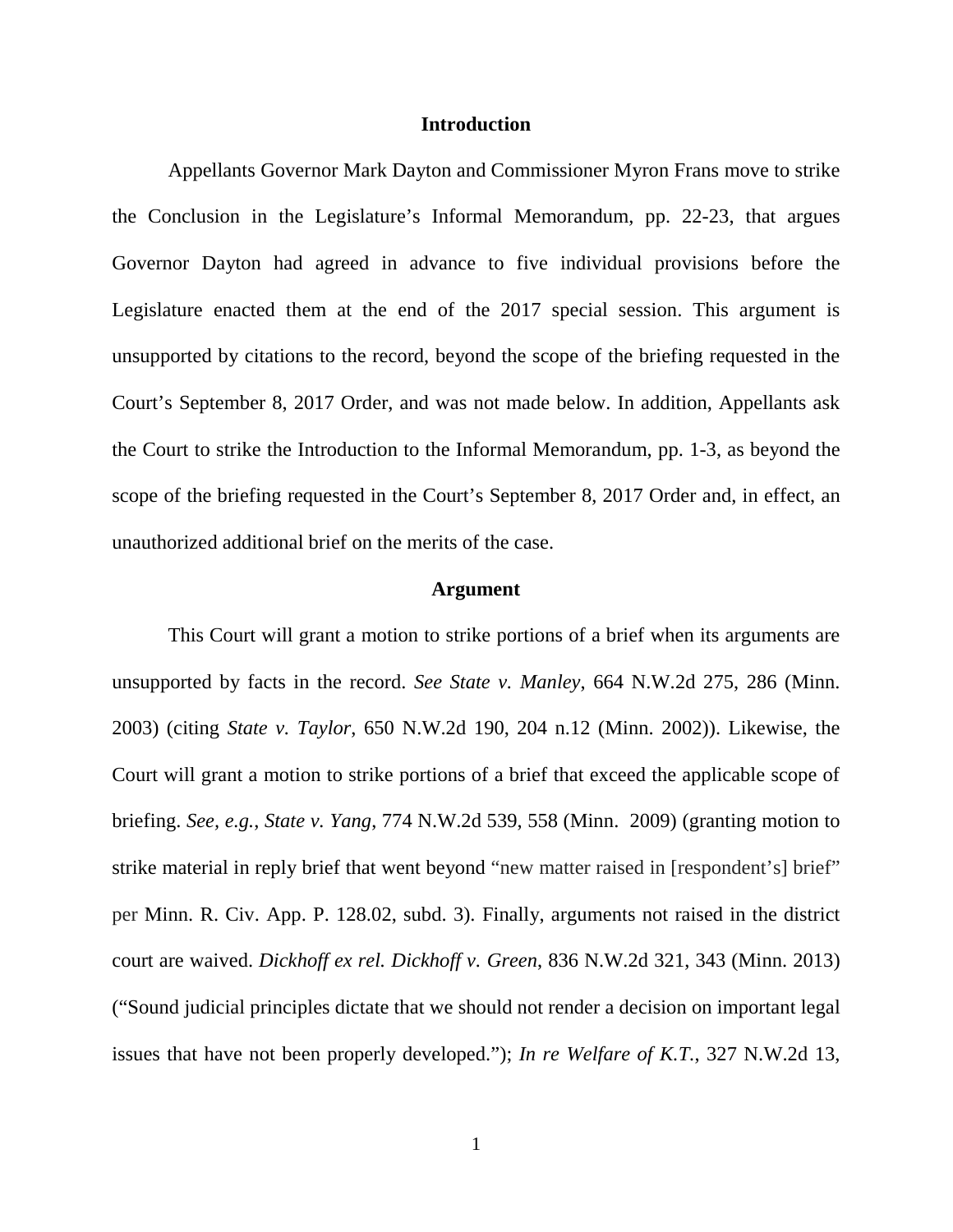## Introduction

Appellants Governor Mark Dayton and Commissioner Myron Frans move to strike the Conclusion in the Legislature's Informal Memorandum, pp. 22-23, that argues Governor Dayton had agreed in advance to five individual provisions before the Legislature enacted them at the end of the 2017 special session. This argument is unsupported by citations to the record, beyond the scope of the briefing requested in the Court's September 8, 2017 Order, and was not made below. In addition, Appellants ask the Court to strike the Introduction to the Informal Memorandum, pp. 1-3, as beyond the scope of the briefing requested in the Court's September 8, 2017 Order and, in effect, an unauthorized additional brief on the merits of the case.

## Argument

This Court will grant a motion to strike portions of a brief when its arguments are unsupported by facts in the record. *See State v. Manley*, 664 N.W.2d 275, 286 (Minn. 2003) (citing *State v. Taylor*, 650 N.W.2d 190, 204 n.12 (Minn. 2002)). Likewise, the Court will grant a motion to strike portions of a brief that exceed the applicable scope of briefing. *See, e.g.*, *State v. Yang*, 774 N.W.2d 539, 558 (Minn. 2009) (granting motion to strike material in reply brief that went beyond "new matter raised in [respondent's] brief" per Minn. R. Civ. App. P. 128.02, subd. 3). Finally, arguments not raised in the district court are waived. *Dickhoff ex rel. Dickhoff v. Green*, 836 N.W.2d 321, 343 (Minn. 2013) ("Sound judicial principles dictate that we should not render a decision on important legal issues that have not been properly developed."); *In re Welfare of K.T.*, 327 N.W.2d 13,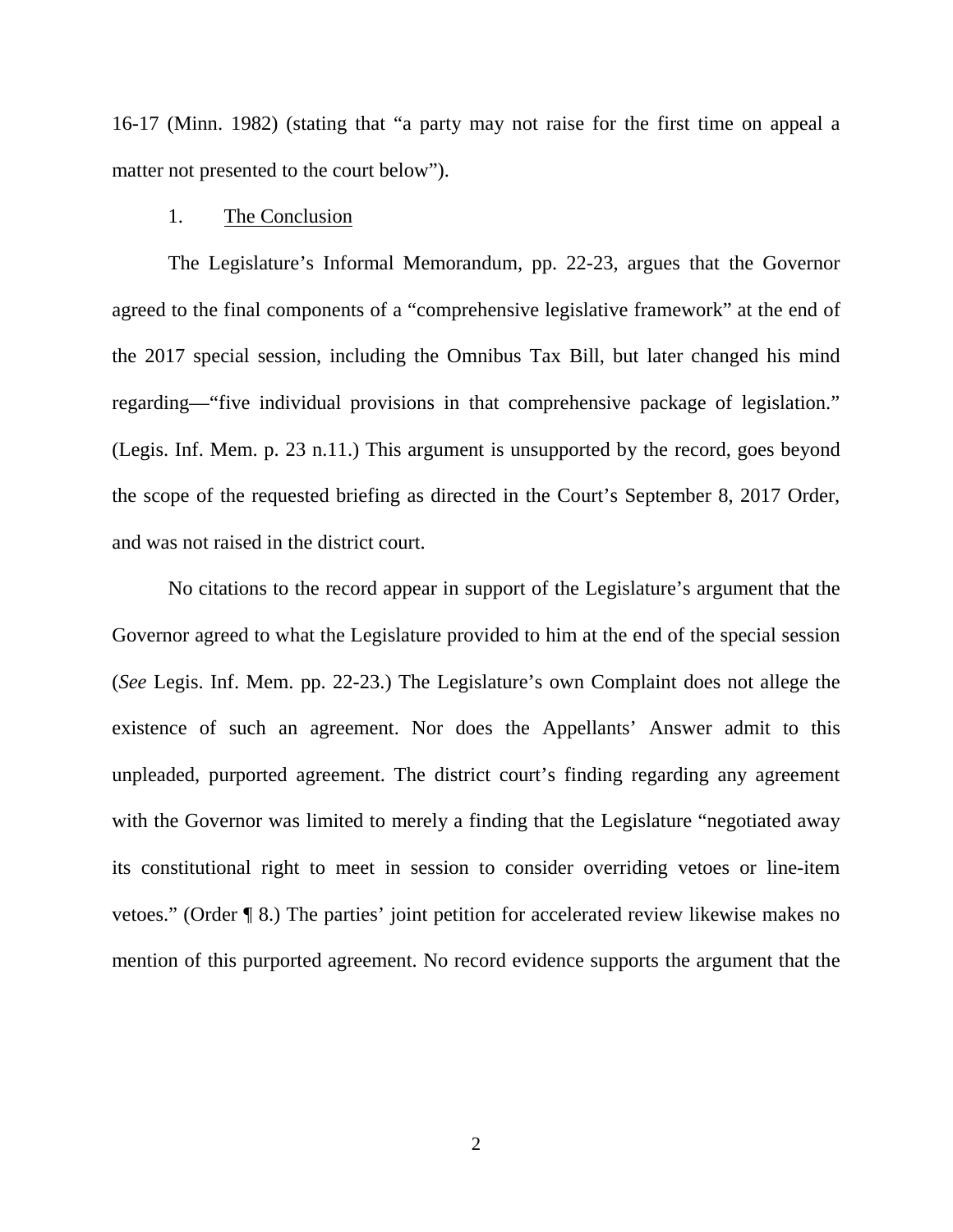16-17 (Minn. 1982) (stating that "a party may not raise for the first time on appeal a matter not presented to the court below").

1. <u>The Conclusion</u>

The Legislature's Informal Memorandum, pp. 22-23, argues that the Governor agreed to the final components of a "comprehensive legislative framework" at the end of the 2017 special session, including the Omnibus Tax Bill, but later changed his mind regarding—"five individual provisions in that comprehensive package of legislation." (Legis. Inf. Mem. p. 23 n.11.) This argument is unsupported by the record, goes beyond the scope of the requested briefing as directed in the Court's September 8, 2017 Order, and was not raised in the district court.

No citations to the record appear in support of the Legislature's argument that the Governor agreed to what the Legislature provided to him at the end of the special session (*See* Legis. Inf. Mem. pp. 22-23.) The Legislature's own Complaint does not allege the existence of such an agreement. Nor does the Appellants' Answer admit to this unpleaded, purported agreement. The district court's finding regarding any agreement with the Governor was limited to merely a finding that the Legislature "negotiated away its constitutional right to meet in session to consider overriding vetoes or line-item vetoes." (Order ¶ 8.) The parties' joint petition for accelerated review likewise makes no mention of this purported agreement. No record evidence supports the argument that the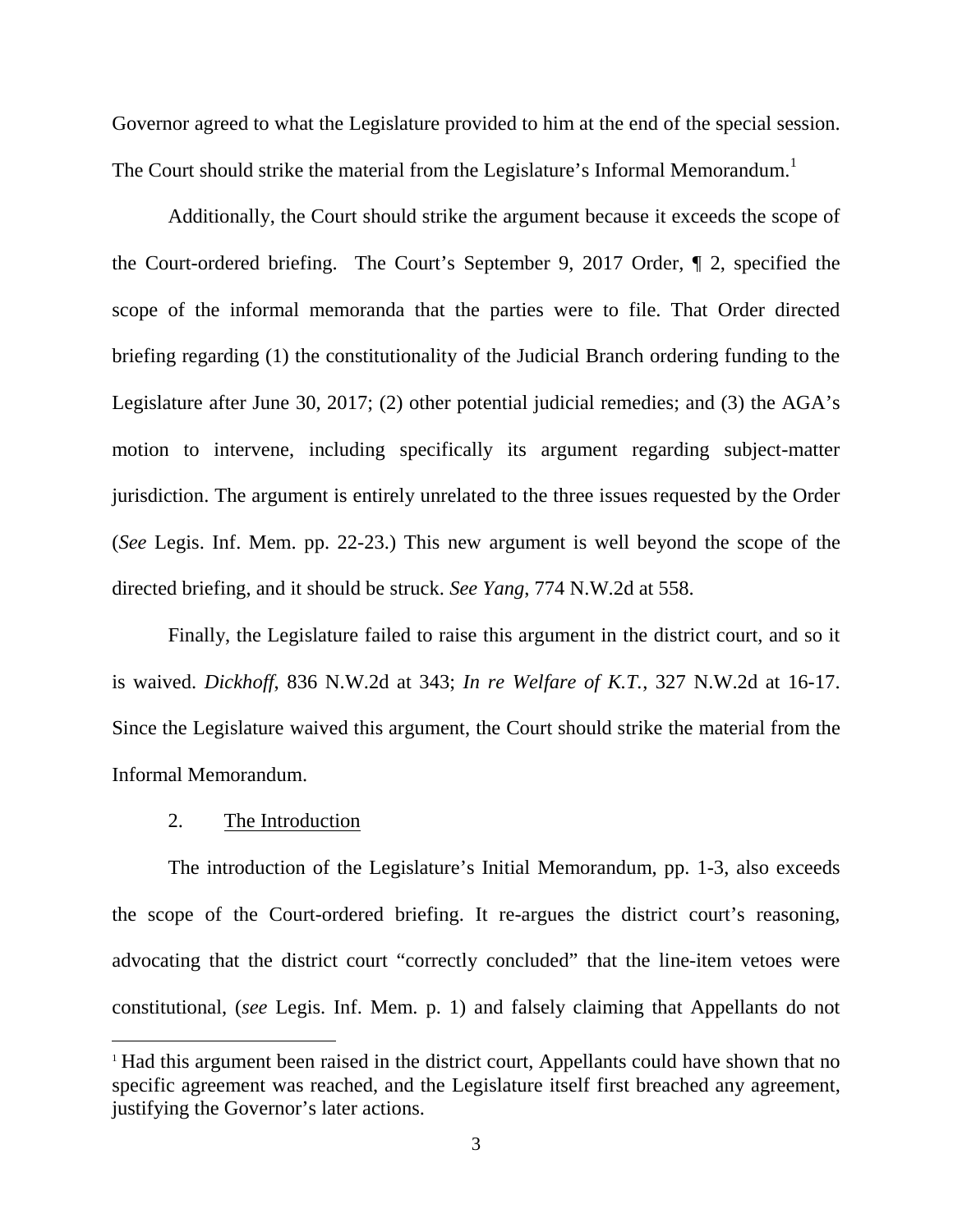Governor agreed to what the Legislature provided to him at the end of the special session. The Court should strike the material from the Legislature's Informal Memorandum.[1]

Additionally, the Court should strike the argument because it exceeds the scope of the Court-ordered briefing. The Court's September 9, 2017 Order, ¶ 2, specified the scope of the informal memoranda that the parties were to file. That Order directed briefing regarding (1) the constitutionality of the Judicial Branch ordering funding to the Legislature after June 30, 2017; (2) other potential judicial remedies; and (3) the AGA's motion to intervene, including specifically its argument regarding subject-matter jurisdiction. The argument is entirely unrelated to the three issues requested by the Order (*See* Legis. Inf. Mem. pp. 22-23.) This new argument is well beyond the scope of the directed briefing, and it should be struck. *See Yang*, 774 N.W.2d at 558.

Finally, the Legislature failed to raise this argument in the district court, and so it is waived. *Dickhoff*, 836 N.W.2d at 343; *In re Welfare of K.T.*, 327 N.W.2d at 16-17. Since the Legislature waived this argument, the Court should strike the material from the Informal Memorandum.

2. The Introduction

The introduction of the Legislature's Initial Memorandum, pp. 1-3, also exceeds the scope of the Court-ordered briefing. It re-argues the district court's reasoning, advocating that the district court "correctly concluded" that the line-item vetoes were constitutional, (*see* Legis. Inf. Mem. p. 1) and falsely claiming that Appellants do not

[1] Had this argument been raised in the district court, Appellants could have shown that no specific agreement was reached, and the Legislature itself first breached any agreement, justifying the Governor's later actions.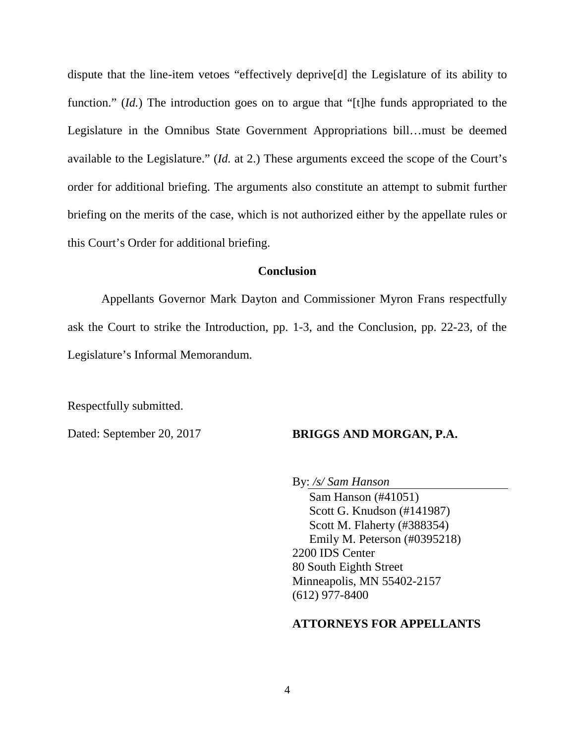dispute that the line-item vetoes "effectively deprive[d] the Legislature of its ability to function." (*Id.*) The introduction goes on to argue that "[t]he funds appropriated to the Legislature in the Omnibus State Government Appropriations bill…must be deemed available to the Legislature." (*Id.* at 2.) These arguments exceed the scope of the Court's order for additional briefing. The arguments also constitute an attempt to submit further briefing on the merits of the case, which is not authorized either by the appellate rules or this Court's Order for additional briefing.

## Conclusion

Appellants Governor Mark Dayton and Commissioner Myron Frans respectfully ask the Court to strike the Introduction, pp. 1-3, and the Conclusion, pp. 22-23, of the Legislature's Informal Memorandum.

Respectfully submitted.

Dated: September 20, 2017

**BRIGGS AND MORGAN, P.A.**

By: */s/ Sam Hanson*
Sam Hanson (#41051)
Scott G. Knudson (#141987)
Scott M. Flaherty (#388354)
Emily M. Peterson (#0395218)
2200 IDS Center
80 South Eighth Street
Minneapolis, MN 55402-2157
(612) 977-8400

**ATTORNEYS FOR APPELLANTS**